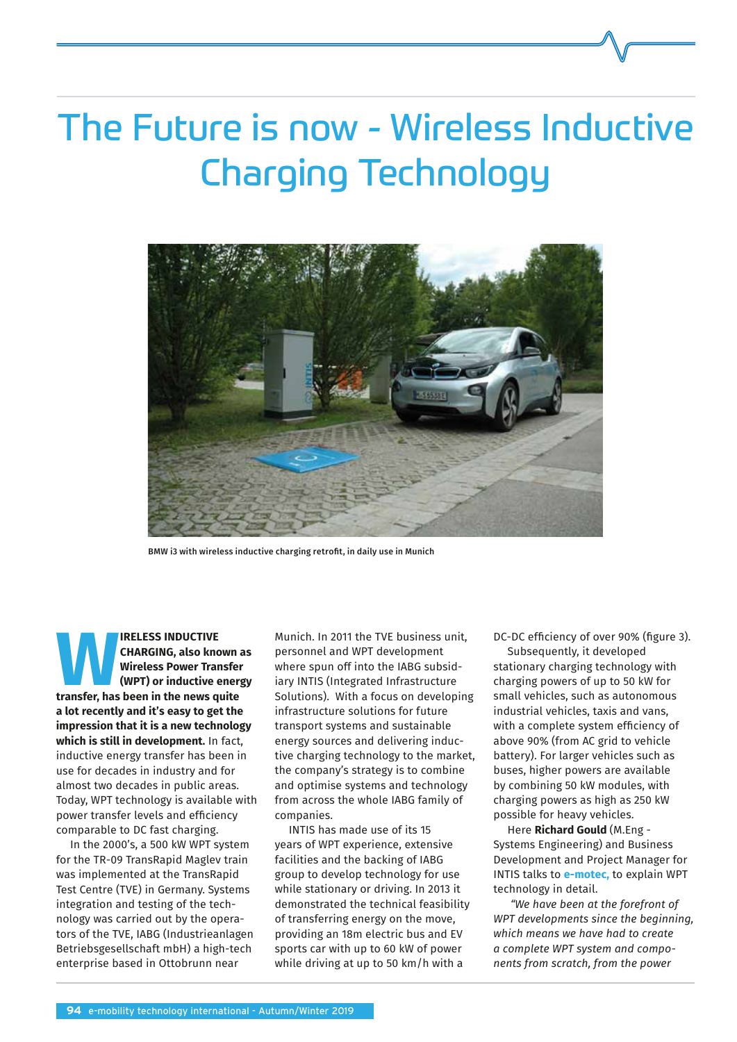# The Future is now - Wireless Inductive Charging Technology

BMW i3 with wireless inductive charging retrofit, in daily use in Munich

**WIRELESS INDUCTIVE CHARGING, also known as Wireless Power Transfer (WPT) or inductive energy transfer, has been in the news quite a lot recently and it's easy to get the impression that it is a new technology which is still in development.** In fact, inductive energy transfer has been in use for decades in industry and for almost two decades in public areas. Today, WPT technology is available with power transfer levels and efficiency comparable to DC fast charging.

In the 2000's, a 500 kW WPT system for the TR-09 TransRapid Maglev train was implemented at the TransRapid Test Centre (TVE) in Germany. Systems integration and testing of the technology was carried out by the operators of the TVE, IABG (Industrieanlagen Betriebsgesellschaft mbH) a high-tech enterprise based in Ottobrunn near Munich. In 2011 the TVE business unit, personnel and WPT development where spun off into the IABG subsidiary INTIS (Integrated Infrastructure Solutions). With a focus on developing infrastructure solutions for future transport systems and sustainable energy sources and delivering inductive charging technology to the market, the company's strategy is to combine and optimise systems and technology from across the whole IABG family of companies.

INTIS has made use of its 15 years of WPT experience, extensive facilities and the backing of IABG group to develop technology for use while stationary or driving. In 2013 it demonstrated the technical feasibility of transferring energy on the move, providing an 18m electric bus and EV sports car with up to 60 kW of power while driving at up to 50 km/h with a DC-DC efficiency of over 90% (figure 3).

Subsequently, it developed stationary charging technology with charging powers of up to 50 kW for small vehicles, such as autonomous industrial vehicles, taxis and vans, with a complete system efficiency of above 90% (from AC grid to vehicle battery). For larger vehicles such as buses, higher powers are available by combining 50 kW modules, with charging powers as high as 250 kW possible for heavy vehicles.

Here **Richard Gould** (M.Eng - Systems Engineering) and Business Development and Project Manager for INTIS talks to **e-motec,** to explain WPT technology in detail.

*"We have been at the forefront of WPT developments since the beginning, which means we have had to create a complete WPT system and components from scratch, from the power*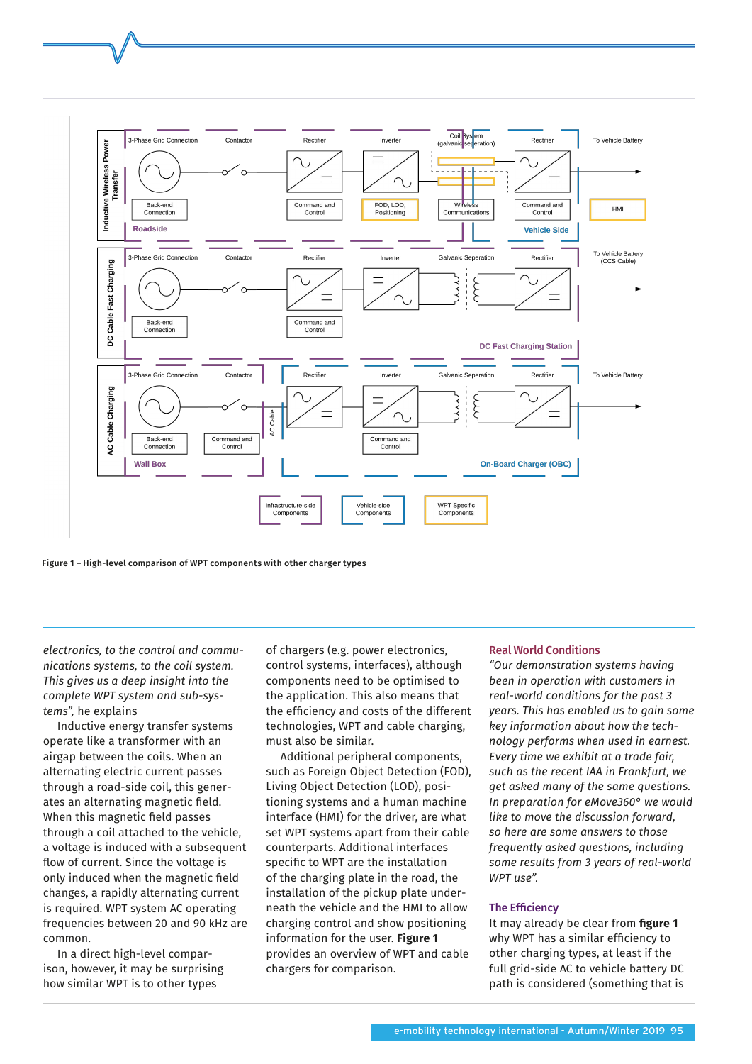Figure 1 – High-level comparison of WPT components with other charger types

*electronics, to the control and communications systems, to the coil system. This gives us a deep insight into the complete WPT system and sub-systems",* he explains

Inductive energy transfer systems operate like a transformer with an airgap between the coils. When an alternating electric current passes through a road-side coil, this generates an alternating magnetic field. When this magnetic field passes through a coil attached to the vehicle, a voltage is induced with a subsequent flow of current. Since the voltage is only induced when the magnetic field changes, a rapidly alternating current is required. WPT system AC operating frequencies between 20 and 90 kHz are common.

In a direct high-level comparison, however, it may be surprising how similar WPT is to other types of chargers (e.g. power electronics, control systems, interfaces), although components need to be optimised to the application. This also means that the efficiency and costs of the different technologies, WPT and cable charging, must also be similar.

Additional peripheral components, such as Foreign Object Detection (FOD), Living Object Detection (LOD), positioning systems and a human machine interface (HMI) for the driver, are what set WPT systems apart from their cable counterparts. Additional interfaces specific to WPT are the installation of the charging plate in the road, the installation of the pickup plate underneath the vehicle and the HMI to allow charging control and show positioning information for the user. **Figure 1** provides an overview of WPT and cable chargers for comparison.

## Real World Conditions

*"Our demonstration systems having been in operation with customers in real-world conditions for the past 3 years. This has enabled us to gain some key information about how the technology performs when used in earnest. Every time we exhibit at a trade fair, such as the recent IAA in Frankfurt, we get asked many of the same questions. In preparation for eMove360° we would like to move the discussion forward, so here are some answers to those frequently asked questions, including some results from 3 years of real-world WPT use".*

## The Efficiency

It may already be clear from **figure 1** why WPT has a similar efficiency to other charging types, at least if the full grid-side AC to vehicle battery DC path is considered (something that is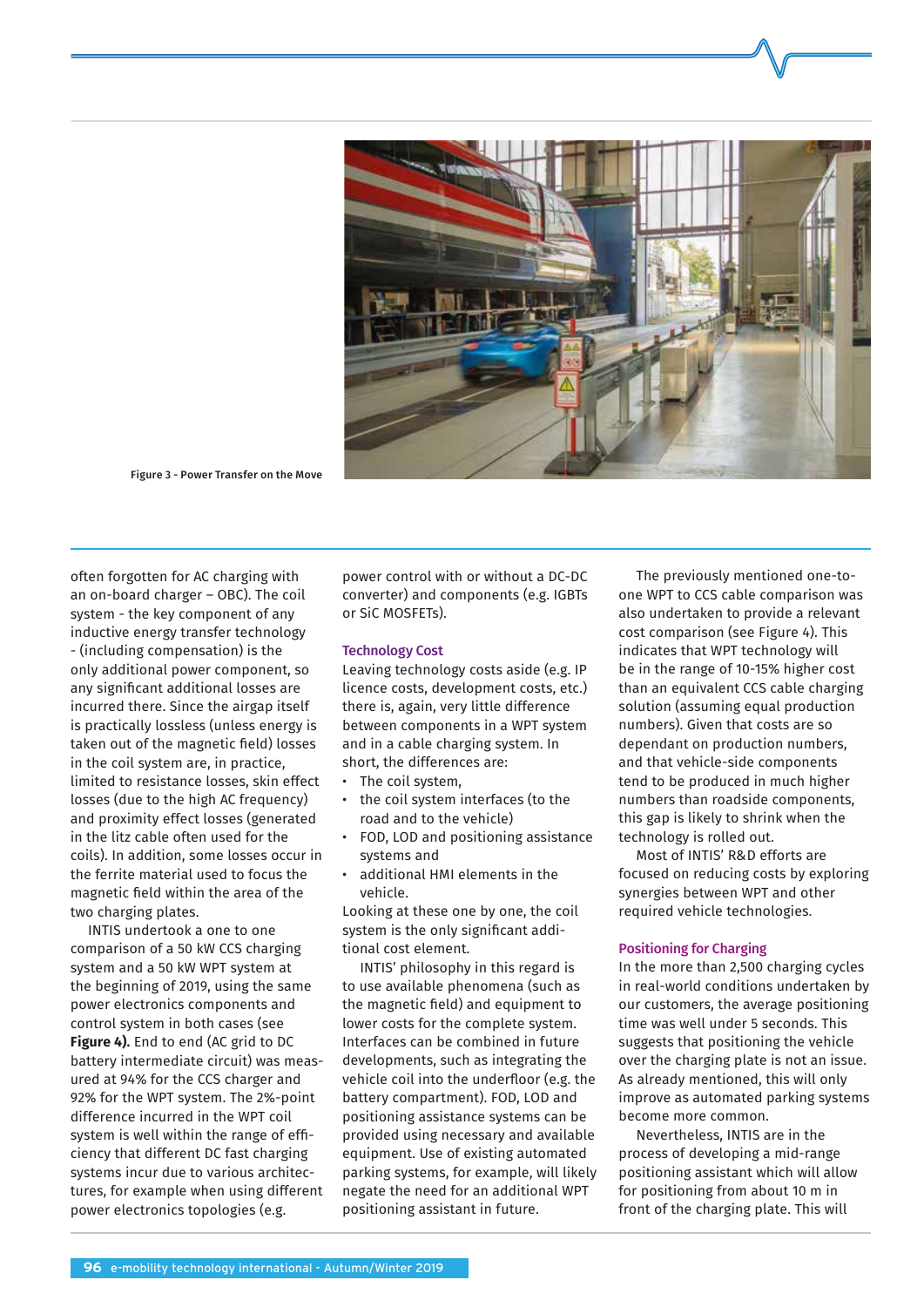Figure 3 - Power Transfer on the Move

often forgotten for AC charging with an on-board charger – OBC). The coil system - the key component of any inductive energy transfer technology - (including compensation) is the only additional power component, so any significant additional losses are incurred there. Since the airgap itself is practically lossless (unless energy is taken out of the magnetic field) losses in the coil system are, in practice, limited to resistance losses, skin effect losses (due to the high AC frequency) and proximity effect losses (generated in the litz cable often used for the coils). In addition, some losses occur in the ferrite material used to focus the magnetic field within the area of the two charging plates.

INTIS undertook a one to one comparison of a 50 kW CCS charging system and a 50 kW WPT system at the beginning of 2019, using the same power electronics components and control system in both cases (see **Figure 4).** End to end (AC grid to DC battery intermediate circuit) was measured at 94% for the CCS charger and 92% for the WPT system. The 2%-point difference incurred in the WPT coil system is well within the range of efficiency that different DC fast charging systems incur due to various architectures, for example when using different power electronics topologies (e.g. power control with or without a DC-DC converter) and components (e.g. IGBTs or SiC MOSFETs).

## Technology Cost

Leaving technology costs aside (e.g. IP licence costs, development costs, etc.) there is, again, very little difference between components in a WPT system and in a cable charging system. In short, the differences are:

- The coil system,
- the coil system interfaces (to the road and to the vehicle)
- FOD, LOD and positioning assistance systems and
- additional HMI elements in the vehicle.

Looking at these one by one, the coil system is the only significant additional cost element.

INTIS' philosophy in this regard is to use available phenomena (such as the magnetic field) and equipment to lower costs for the complete system. Interfaces can be combined in future developments, such as integrating the vehicle coil into the underfloor (e.g. the battery compartment). FOD, LOD and positioning assistance systems can be provided using necessary and available equipment. Use of existing automated parking systems, for example, will likely negate the need for an additional WPT positioning assistant in future.

The previously mentioned one-to-one WPT to CCS cable comparison was also undertaken to provide a relevant cost comparison (see Figure 4). This indicates that WPT technology will be in the range of 10-15% higher cost than an equivalent CCS cable charging solution (assuming equal production numbers). Given that costs are so dependant on production numbers, and that vehicle-side components tend to be produced in much higher numbers than roadside components, this gap is likely to shrink when the technology is rolled out.

Most of INTIS' R&D efforts are focused on reducing costs by exploring synergies between WPT and other required vehicle technologies.

## Positioning for Charging

In the more than 2,500 charging cycles in real-world conditions undertaken by our customers, the average positioning time was well under 5 seconds. This suggests that positioning the vehicle over the charging plate is not an issue. As already mentioned, this will only improve as automated parking systems become more common.

Nevertheless, INTIS are in the process of developing a mid-range positioning assistant which will allow for positioning from about 10 m in front of the charging plate. This will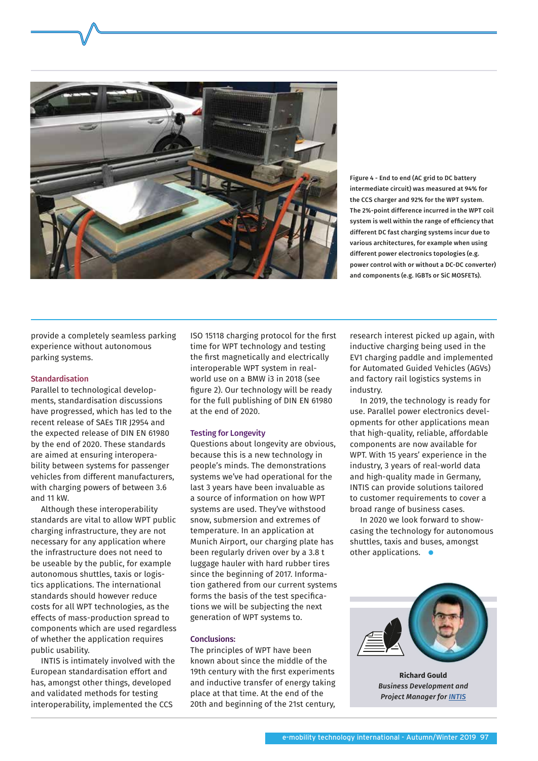Figure 4 - End to end (AC grid to DC battery intermediate circuit) was measured at 94% for the CCS charger and 92% for the WPT system. The 2%-point difference incurred in the WPT coil system is well within the range of efficiency that different DC fast charging systems incur due to various architectures, for example when using different power electronics topologies (e.g. power control with or without a DC-DC converter) and components (e.g. IGBTs or SiC MOSFETs).

provide a completely seamless parking experience without autonomous parking systems.

### Standardisation

Parallel to technological developments, standardisation discussions have progressed, which has led to the recent release of SAEs TIR J2954 and the expected release of DIN EN 61980 by the end of 2020. These standards are aimed at ensuring interoperability between systems for passenger vehicles from different manufacturers, with charging powers of between 3.6 and 11 kW.

Although these interoperability standards are vital to allow WPT public charging infrastructure, they are not necessary for any application where the infrastructure does not need to be useable by the public, for example autonomous shuttles, taxis or logistics applications. The international standards should however reduce costs for all WPT technologies, as the effects of mass-production spread to components which are used regardless of whether the application requires public usability.

INTIS is intimately involved with the European standardisation effort and has, amongst other things, developed and validated methods for testing interoperability, implemented the CCS ISO 15118 charging protocol for the first time for WPT technology and testing the first magnetically and electrically interoperable WPT system in real-world use on a BMW i3 in 2018 (see figure 2). Our technology will be ready for the full publishing of DIN EN 61980 at the end of 2020.

### Testing for Longevity

Questions about longevity are obvious, because this is a new technology in people's minds. The demonstrations systems we've had operational for the last 3 years have been invaluable as a source of information on how WPT systems are used. They've withstood snow, submersion and extremes of temperature. In an application at Munich Airport, our charging plate has been regularly driven over by a 3.8 t luggage hauler with hard rubber tires since the beginning of 2017. Information gathered from our current systems forms the basis of the test specifications we will be subjecting the next generation of WPT systems to.

### Conclusions:

The principles of WPT have been known about since the middle of the 19th century with the first experiments and inductive transfer of energy taking place at that time. At the end of the 20th and beginning of the 21st century, research interest picked up again, with inductive charging being used in the EV1 charging paddle and implemented for Automated Guided Vehicles (AGVs) and factory rail logistics systems in industry.

In 2019, the technology is ready for use. Parallel power electronics developments for other applications mean that high-quality, reliable, affordable components are now available for WPT. With 15 years' experience in the industry, 3 years of real-world data and high-quality made in Germany, INTIS can provide solutions tailored to customer requirements to cover a broad range of business cases.

In 2020 we look forward to showcasing the technology for autonomous shuttles, taxis and buses, amongst other applications.

**Richard Gould**
***Business Development and Project Manager for INTIS***